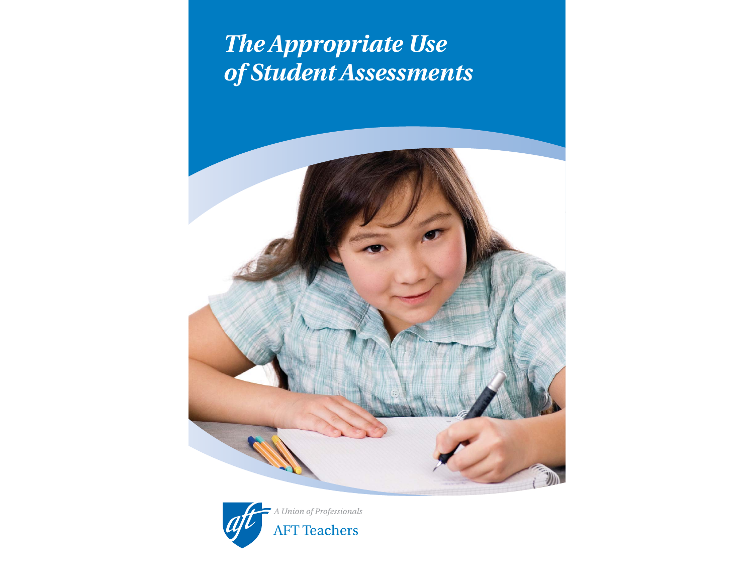# *The Appropriate Use of Student Assessments*

*A Union of Professionals*

AFT Teachers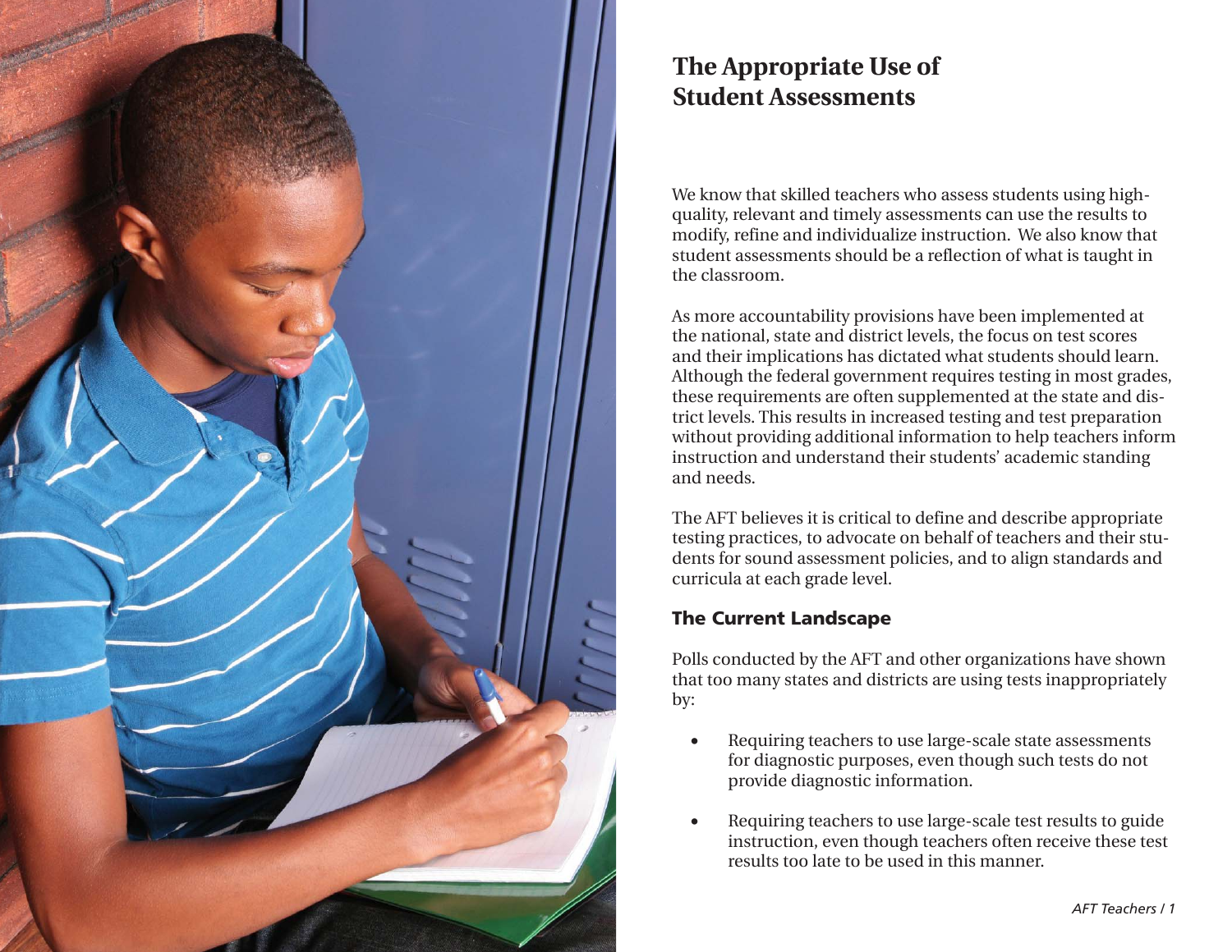# The Appropriate Use of Student Assessments

We know that skilled teachers who assess students using high-quality, relevant and timely assessments can use the results to modify, refine and individualize instruction. We also know that student assessments should be a reflection of what is taught in the classroom.

As more accountability provisions have been implemented at the national, state and district levels, the focus on test scores and their implications has dictated what students should learn. Although the federal government requires testing in most grades, these requirements are often supplemented at the state and district levels. This results in increased testing and test preparation without providing additional information to help teachers inform instruction and understand their students' academic standing and needs.

The AFT believes it is critical to define and describe appropriate testing practices, to advocate on behalf of teachers and their students for sound assessment policies, and to align standards and curricula at each grade level.

## The Current Landscape

Polls conducted by the AFT and other organizations have shown that too many states and districts are using tests inappropriately by:

- Requiring teachers to use large-scale state assessments for diagnostic purposes, even though such tests do not provide diagnostic information.
- Requiring teachers to use large-scale test results to guide instruction, even though teachers often receive these test results too late to be used in this manner.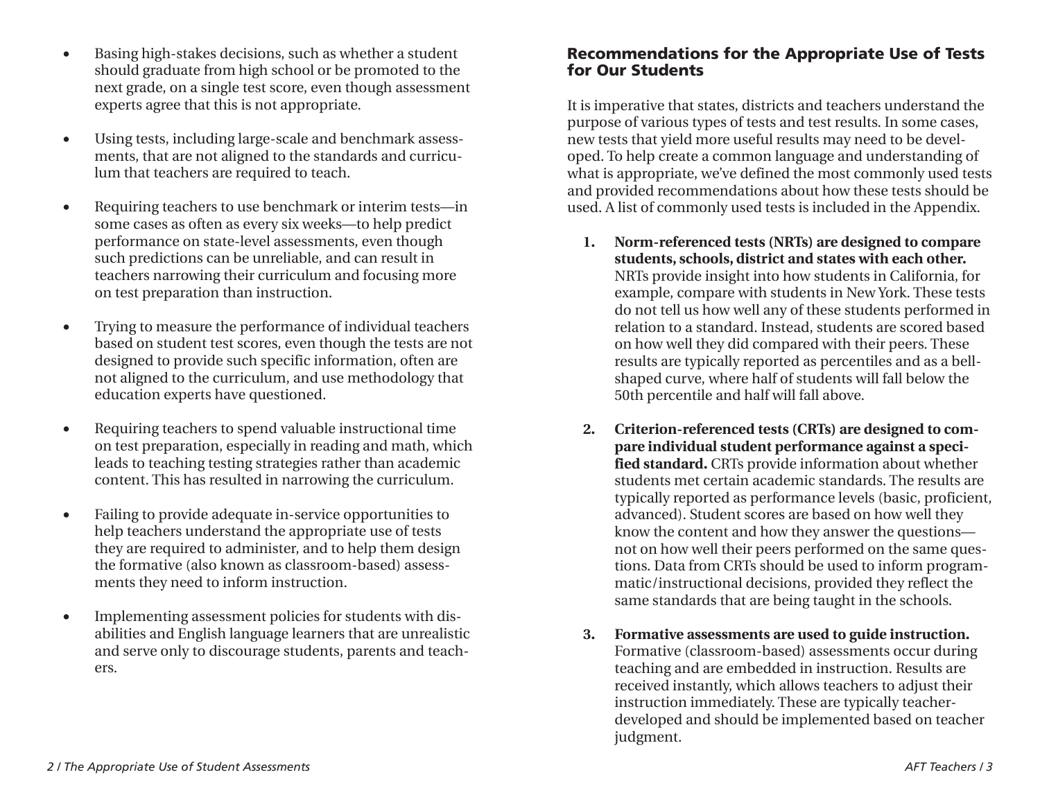- Basing high-stakes decisions, such as whether a student should graduate from high school or be promoted to the next grade, on a single test score, even though assessment experts agree that this is not appropriate.
- Using tests, including large-scale and benchmark assessments, that are not aligned to the standards and curriculum that teachers are required to teach.
- Requiring teachers to use benchmark or interim tests—in some cases as often as every six weeks—to help predict performance on state-level assessments, even though such predictions can be unreliable, and can result in teachers narrowing their curriculum and focusing more on test preparation than instruction.
- Trying to measure the performance of individual teachers based on student test scores, even though the tests are not designed to provide such specific information, often are not aligned to the curriculum, and use methodology that education experts have questioned.
- Requiring teachers to spend valuable instructional time on test preparation, especially in reading and math, which leads to teaching testing strategies rather than academic content. This has resulted in narrowing the curriculum.
- Failing to provide adequate in-service opportunities to help teachers understand the appropriate use of tests they are required to administer, and to help them design the formative (also known as classroom-based) assessments they need to inform instruction.
- Implementing assessment policies for students with disabilities and English language learners that are unrealistic and serve only to discourage students, parents and teachers.

## Recommendations for the Appropriate Use of Tests for Our Students

It is imperative that states, districts and teachers understand the purpose of various types of tests and test results. In some cases, new tests that yield more useful results may need to be developed. To help create a common language and understanding of what is appropriate, we've defined the most commonly used tests and provided recommendations about how these tests should be used. A list of commonly used tests is included in the Appendix.

1. **Norm-referenced tests (NRTs) are designed to compare students, schools, district and states with each other.** NRTs provide insight into how students in California, for example, compare with students in New York. These tests do not tell us how well any of these students performed in relation to a standard. Instead, students are scored based on how well they did compared with their peers. These results are typically reported as percentiles and as a bell-shaped curve, where half of students will fall below the 50th percentile and half will fall above.

2. **Criterion-referenced tests (CRTs) are designed to compare individual student performance against a specified standard.** CRTs provide information about whether students met certain academic standards. The results are typically reported as performance levels (basic, proficient, advanced). Student scores are based on how well they know the content and how they answer the questions—not on how well their peers performed on the same questions. Data from CRTs should be used to inform programmatic/instructional decisions, provided they reflect the same standards that are being taught in the schools.

3. **Formative assessments are used to guide instruction.** Formative (classroom-based) assessments occur during teaching and are embedded in instruction. Results are received instantly, which allows teachers to adjust their instruction immediately. These are typically teacher-developed and should be implemented based on teacher judgment.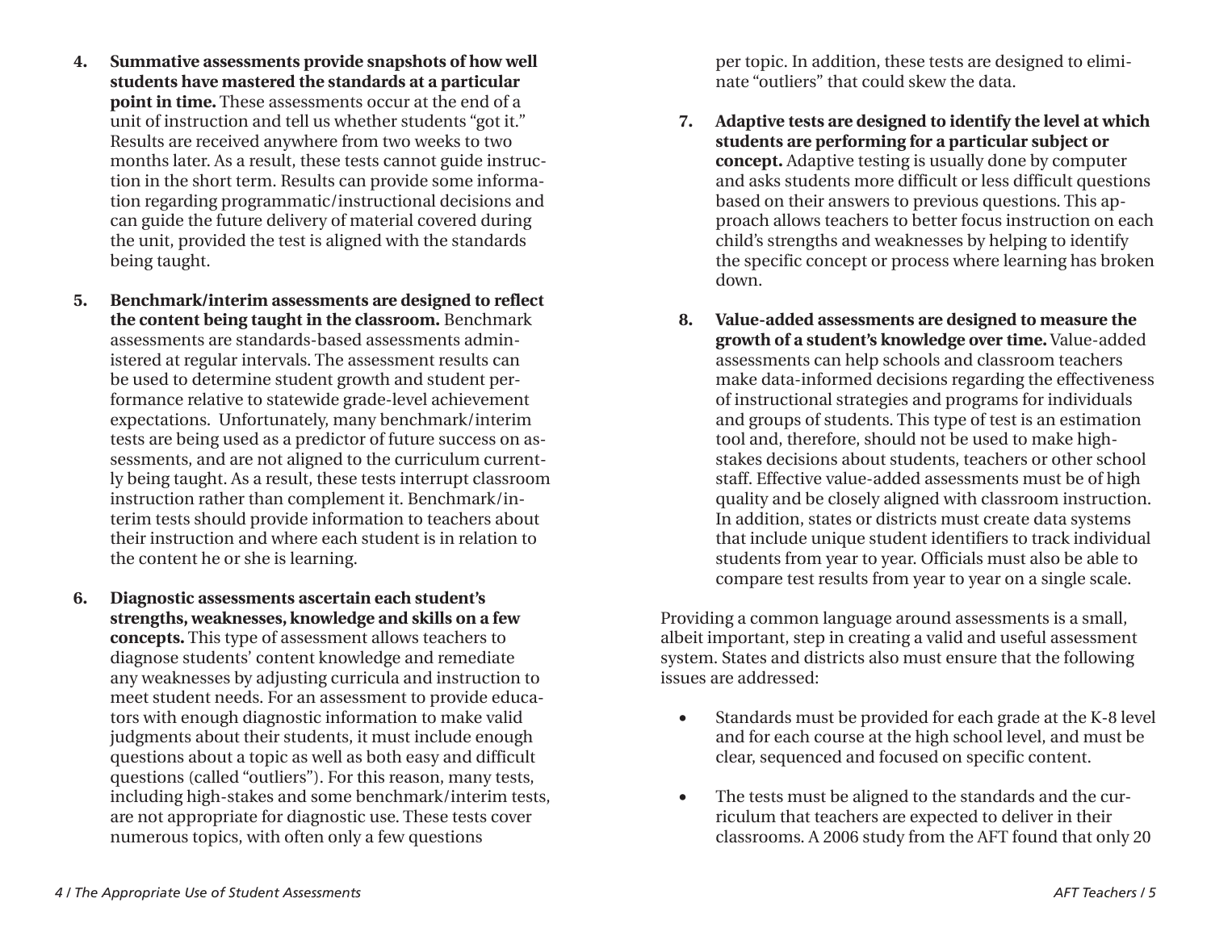4. **Summative assessments provide snapshots of how well students have mastered the standards at a particular point in time.** These assessments occur at the end of a unit of instruction and tell us whether students "got it." Results are received anywhere from two weeks to two months later. As a result, these tests cannot guide instruction in the short term. Results can provide some information regarding programmatic/instructional decisions and can guide the future delivery of material covered during the unit, provided the test is aligned with the standards being taught.

5. **Benchmark/interim assessments are designed to reflect the content being taught in the classroom.** Benchmark assessments are standards-based assessments administered at regular intervals. The assessment results can be used to determine student growth and student performance relative to statewide grade-level achievement expectations. Unfortunately, many benchmark/interim tests are being used as a predictor of future success on assessments, and are not aligned to the curriculum currently being taught. As a result, these tests interrupt classroom instruction rather than complement it. Benchmark/interim tests should provide information to teachers about their instruction and where each student is in relation to the content he or she is learning.

6. **Diagnostic assessments ascertain each student's strengths, weaknesses, knowledge and skills on a few concepts.** This type of assessment allows teachers to diagnose students' content knowledge and remediate any weaknesses by adjusting curricula and instruction to meet student needs. For an assessment to provide educators with enough diagnostic information to make valid judgments about their students, it must include enough questions about a topic as well as both easy and difficult questions (called "outliers"). For this reason, many tests, including high-stakes and some benchmark/interim tests, are not appropriate for diagnostic use. These tests cover numerous topics, with often only a few questions per topic. In addition, these tests are designed to eliminate "outliers" that could skew the data.

7. **Adaptive tests are designed to identify the level at which students are performing for a particular subject or concept.** Adaptive testing is usually done by computer and asks students more difficult or less difficult questions based on their answers to previous questions. This approach allows teachers to better focus instruction on each child's strengths and weaknesses by helping to identify the specific concept or process where learning has broken down.

8. **Value-added assessments are designed to measure the growth of a student's knowledge over time.** Value-added assessments can help schools and classroom teachers make data-informed decisions regarding the effectiveness of instructional strategies and programs for individuals and groups of students. This type of test is an estimation tool and, therefore, should not be used to make high-stakes decisions about students, teachers or other school staff. Effective value-added assessments must be of high quality and be closely aligned with classroom instruction. In addition, states or districts must create data systems that include unique student identifiers to track individual students from year to year. Officials must also be able to compare test results from year to year on a single scale.

Providing a common language around assessments is a small, albeit important, step in creating a valid and useful assessment system. States and districts also must ensure that the following issues are addressed:

- Standards must be provided for each grade at the K-8 level and for each course at the high school level, and must be clear, sequenced and focused on specific content.

- The tests must be aligned to the standards and the curriculum that teachers are expected to deliver in their classrooms. A 2006 study from the AFT found that only 20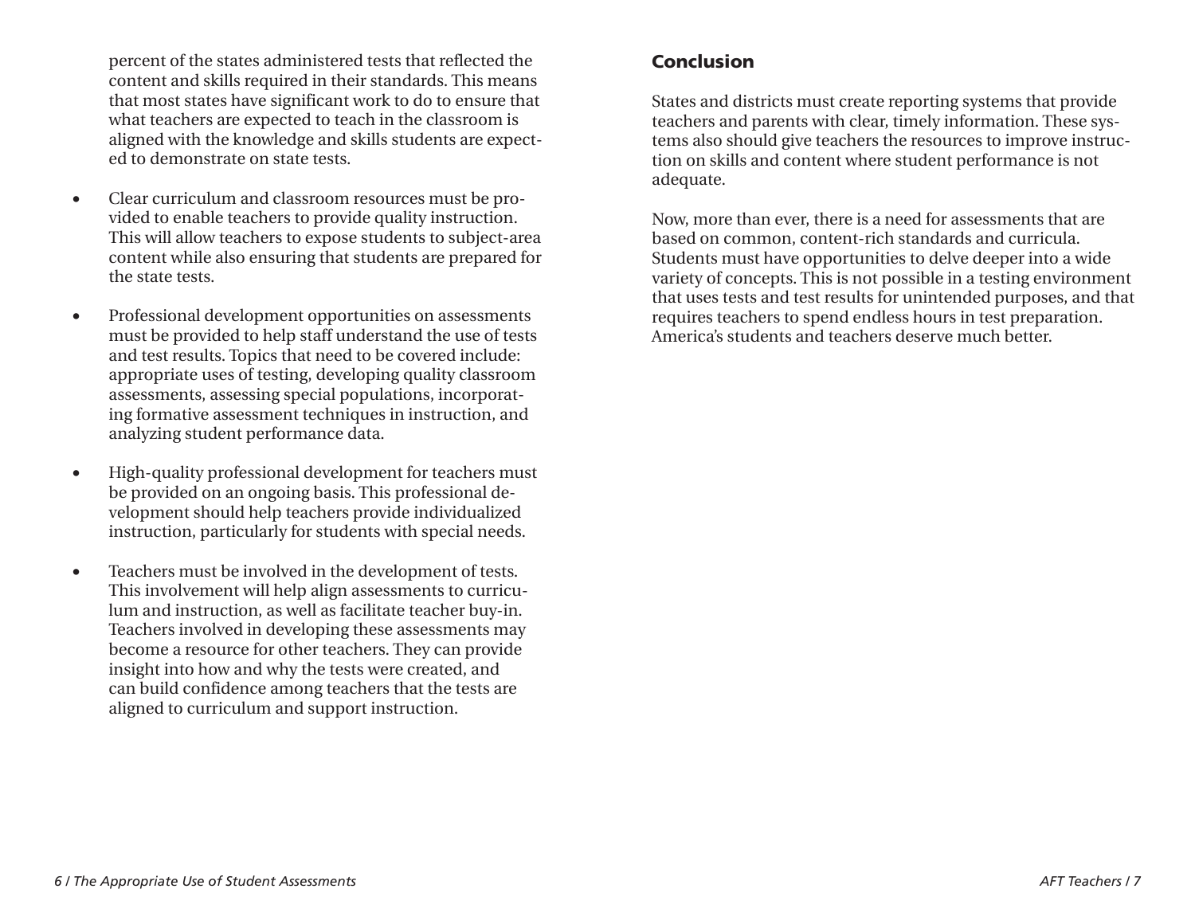percent of the states administered tests that reflected the content and skills required in their standards. This means that most states have significant work to do to ensure that what teachers are expected to teach in the classroom is aligned with the knowledge and skills students are expected to demonstrate on state tests.

- Clear curriculum and classroom resources must be provided to enable teachers to provide quality instruction. This will allow teachers to expose students to subject-area content while also ensuring that students are prepared for the state tests.
- Professional development opportunities on assessments must be provided to help staff understand the use of tests and test results. Topics that need to be covered include: appropriate uses of testing, developing quality classroom assessments, assessing special populations, incorporating formative assessment techniques in instruction, and analyzing student performance data.
- High-quality professional development for teachers must be provided on an ongoing basis. This professional development should help teachers provide individualized instruction, particularly for students with special needs.
- Teachers must be involved in the development of tests. This involvement will help align assessments to curriculum and instruction, as well as facilitate teacher buy-in. Teachers involved in developing these assessments may become a resource for other teachers. They can provide insight into how and why the tests were created, and can build confidence among teachers that the tests are aligned to curriculum and support instruction.

## Conclusion

States and districts must create reporting systems that provide teachers and parents with clear, timely information. These systems also should give teachers the resources to improve instruction on skills and content where student performance is not adequate.

Now, more than ever, there is a need for assessments that are based on common, content-rich standards and curricula. Students must have opportunities to delve deeper into a wide variety of concepts. This is not possible in a testing environment that uses tests and test results for unintended purposes, and that requires teachers to spend endless hours in test preparation. America's students and teachers deserve much better.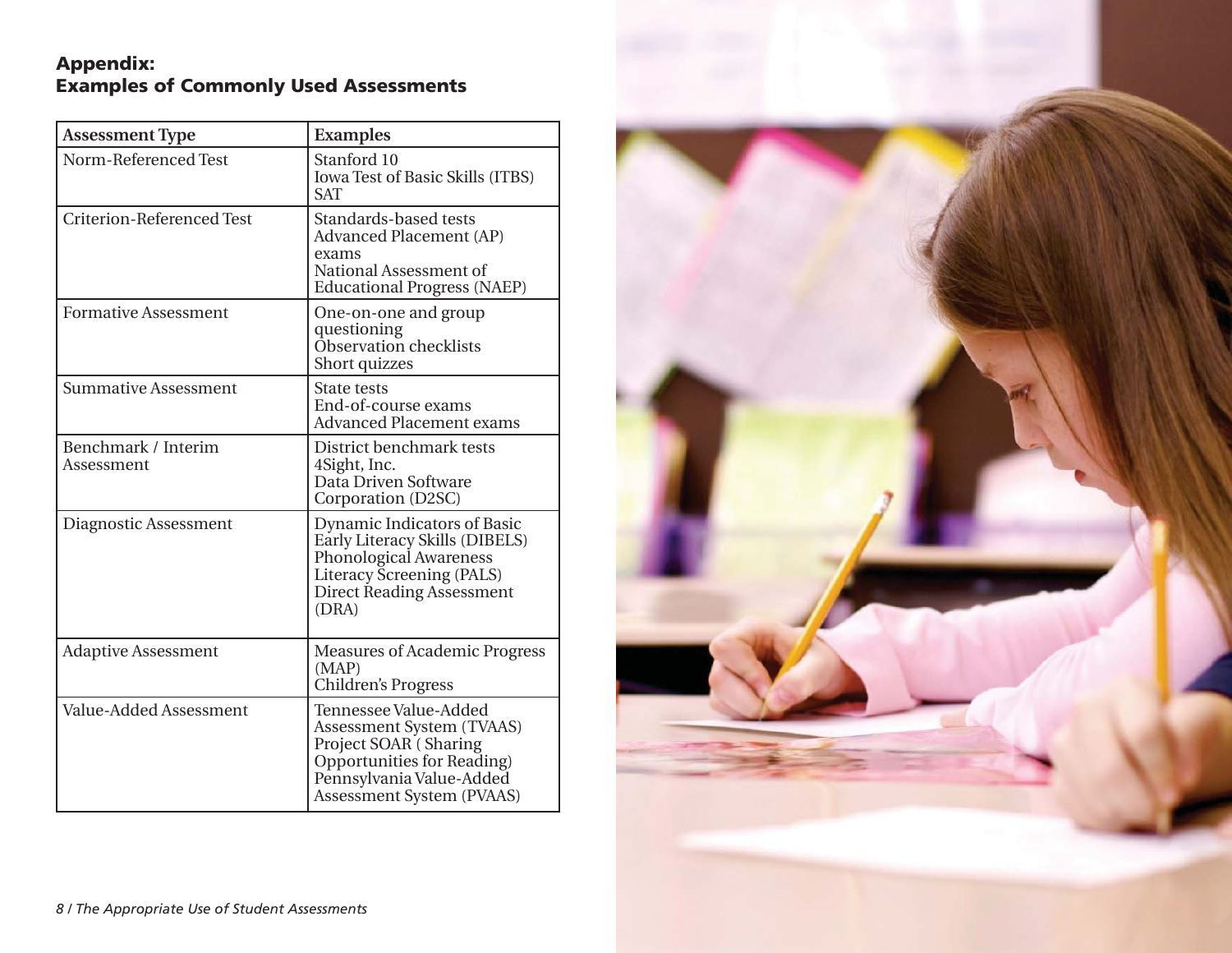## Appendix: Examples of Commonly Used Assessments

| Assessment Type | Examples |
|---|---|
| Norm-Referenced Test | Stanford 10<br>Iowa Test of Basic Skills (ITBS)<br>SAT |
| Criterion-Referenced Test | Standards-based tests<br>Advanced Placement (AP) exams<br>National Assessment of Educational Progress (NAEP) |
| Formative Assessment | One-on-one and group questioning<br>Observation checklists<br>Short quizzes |
| Summative Assessment | State tests<br>End-of-course exams<br>Advanced Placement exams |
| Benchmark / Interim Assessment | District benchmark tests<br>4Sight, Inc.<br>Data Driven Software Corporation (D2SC) |
| Diagnostic Assessment | Dynamic Indicators of Basic Early Literacy Skills (DIBELS)<br>Phonological Awareness Literacy Screening (PALS)<br>Direct Reading Assessment (DRA) |
| Adaptive Assessment | Measures of Academic Progress (MAP)<br>Children's Progress |
| Value-Added Assessment | Tennessee Value-Added Assessment System (TVAAS)<br>Project SOAR ( Sharing Opportunities for Reading)<br>Pennsylvania Value-Added Assessment System (PVAAS) |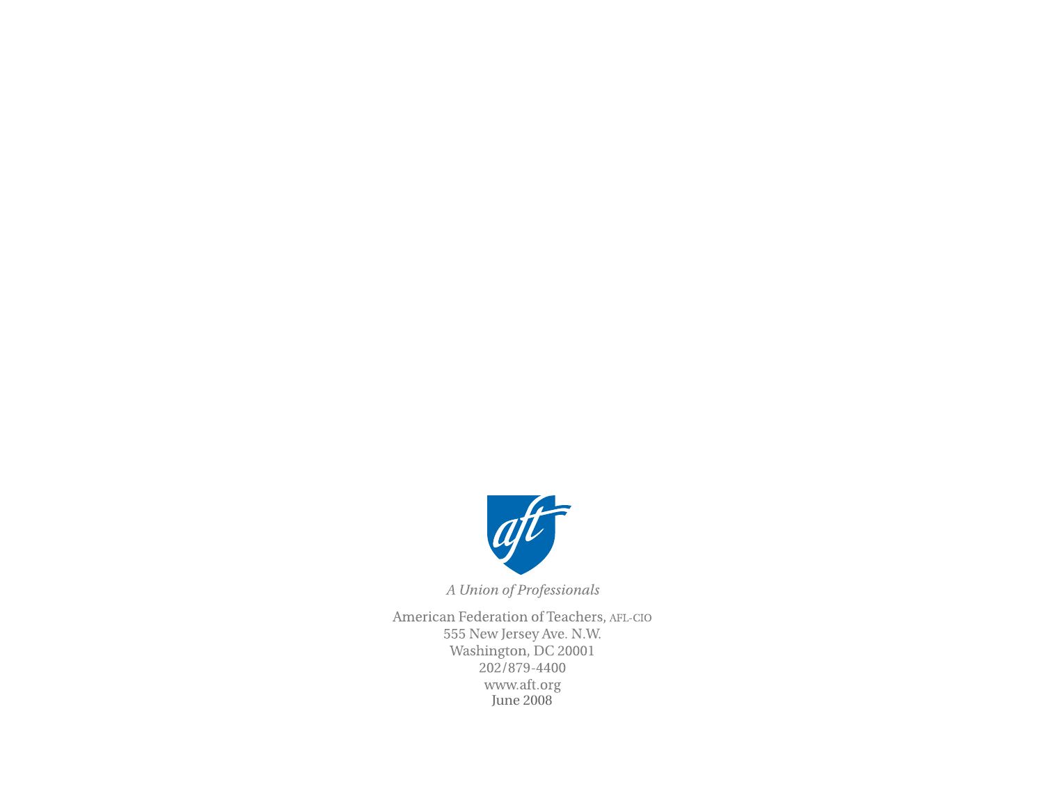*A Union of Professionals*

American Federation of Teachers, AFL-CIO
555 New Jersey Ave. N.W.
Washington, DC 20001
202/879-4400
www.aft.org
June 2008